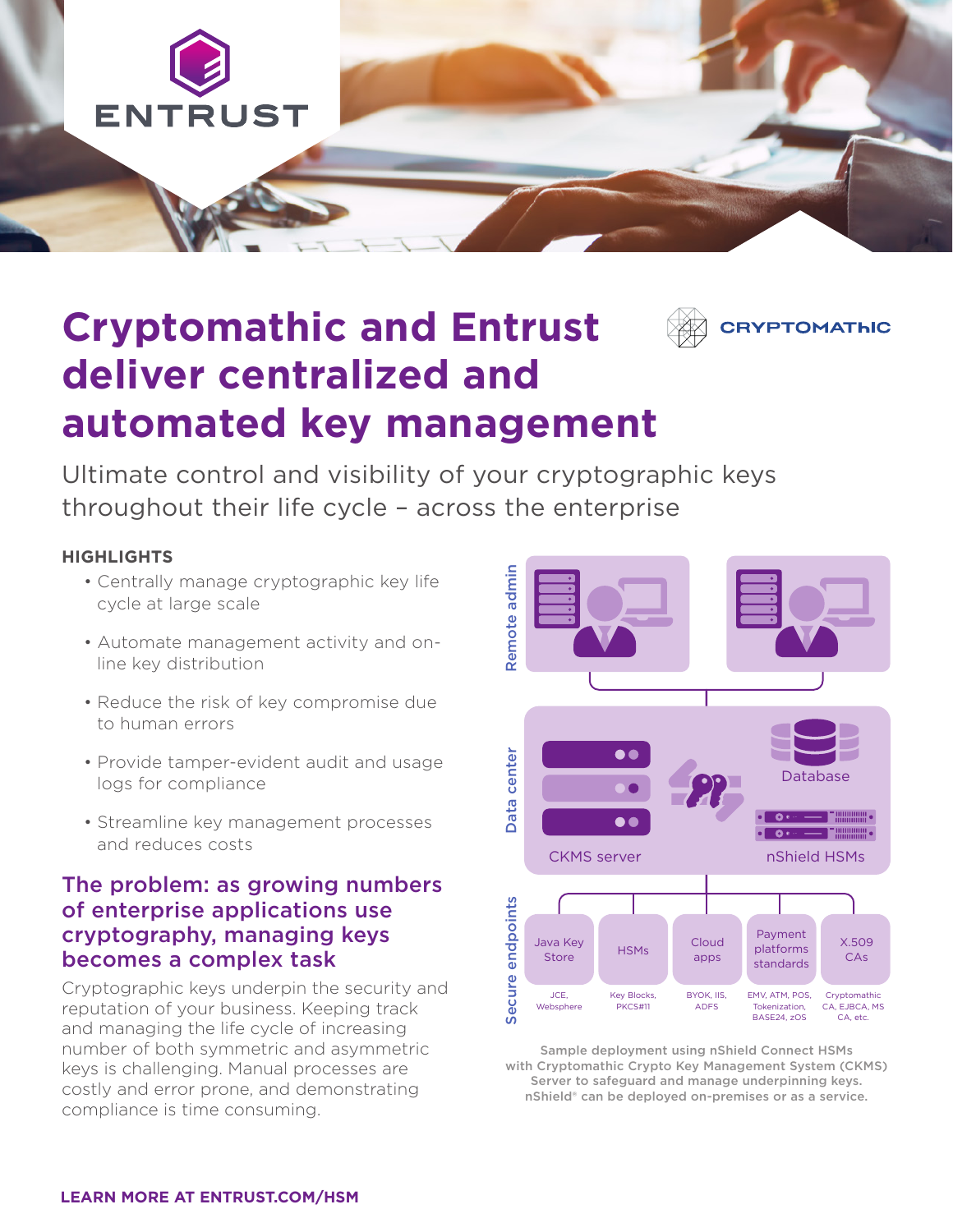# Cryptomathic and Entrust deliver centralized and automated key management

Ultimate control and visibility of your cryptographic keys throughout their life cycle – across the enterprise

**HIGHLIGHTS**

- Centrally manage cryptographic key life cycle at large scale
- Automate management activity and on-line key distribution
- Reduce the risk of key compromise due to human errors
- Provide tamper-evident audit and usage logs for compliance
- Streamline key management processes and reduces costs

## The problem: as growing numbers of enterprise applications use cryptography, managing keys becomes a complex task

Cryptographic keys underpin the security and reputation of your business. Keeping track and managing the life cycle of increasing number of both symmetric and asymmetric keys is challenging. Manual processes are costly and error prone, and demonstrating compliance is time consuming.

Remote admin

Data center: CKMS server, Database, nShield HSMs

Secure endpoints:
- Java Key Store — JCE, Websphere
- HSMs — Key Blocks, PKCS#11
- Cloud apps — BYOK, IIS, ADFS
- Payment platforms standards — EMV, ATM, POS, Tokenization, BASE24, zOS
- X.509 CAs — Cryptomathic CA, EJBCA, MS CA, etc.

Sample deployment using nShield Connect HSMs with Cryptomathic Crypto Key Management System (CKMS) Server to safeguard and manage underpinning keys. nShield® can be deployed on-premises or as a service.

**LEARN MORE AT ENTRUST.COM/HSM**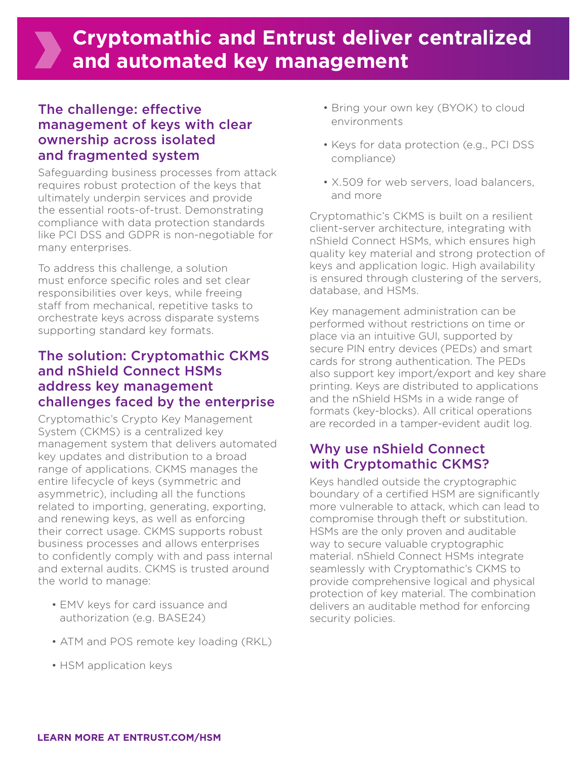# Cryptomathic and Entrust deliver centralized and automated key management

## The challenge: effective management of keys with clear ownership across isolated and fragmented system

Safeguarding business processes from attack requires robust protection of the keys that ultimately underpin services and provide the essential roots-of-trust. Demonstrating compliance with data protection standards like PCI DSS and GDPR is non-negotiable for many enterprises.

To address this challenge, a solution must enforce specific roles and set clear responsibilities over keys, while freeing staff from mechanical, repetitive tasks to orchestrate keys across disparate systems supporting standard key formats.

## The solution: Cryptomathic CKMS and nShield Connect HSMs address key management challenges faced by the enterprise

Cryptomathic's Crypto Key Management System (CKMS) is a centralized key management system that delivers automated key updates and distribution to a broad range of applications. CKMS manages the entire lifecycle of keys (symmetric and asymmetric), including all the functions related to importing, generating, exporting, and renewing keys, as well as enforcing their correct usage. CKMS supports robust business processes and allows enterprises to confidently comply with and pass internal and external audits. CKMS is trusted around the world to manage:

- EMV keys for card issuance and authorization (e.g. BASE24)
- ATM and POS remote key loading (RKL)
- HSM application keys
- Bring your own key (BYOK) to cloud environments
- Keys for data protection (e.g., PCI DSS compliance)
- X.509 for web servers, load balancers, and more

Cryptomathic's CKMS is built on a resilient client-server architecture, integrating with nShield Connect HSMs, which ensures high quality key material and strong protection of keys and application logic. High availability is ensured through clustering of the servers, database, and HSMs.

Key management administration can be performed without restrictions on time or place via an intuitive GUI, supported by secure PIN entry devices (PEDs) and smart cards for strong authentication. The PEDs also support key import/export and key share printing. Keys are distributed to applications and the nShield HSMs in a wide range of formats (key-blocks). All critical operations are recorded in a tamper-evident audit log.

## Why use nShield Connect with Cryptomathic CKMS?

Keys handled outside the cryptographic boundary of a certified HSM are significantly more vulnerable to attack, which can lead to compromise through theft or substitution. HSMs are the only proven and auditable way to secure valuable cryptographic material. nShield Connect HSMs integrate seamlessly with Cryptomathic's CKMS to provide comprehensive logical and physical protection of key material. The combination delivers an auditable method for enforcing security policies.

**LEARN MORE AT ENTRUST.COM/HSM**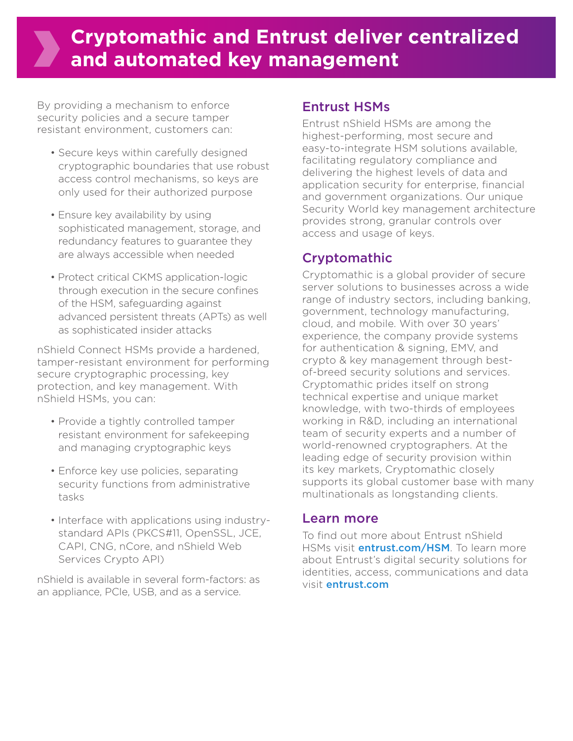# Cryptomathic and Entrust deliver centralized and automated key management

By providing a mechanism to enforce security policies and a secure tamper resistant environment, customers can:

- Secure keys within carefully designed cryptographic boundaries that use robust access control mechanisms, so keys are only used for their authorized purpose
- Ensure key availability by using sophisticated management, storage, and redundancy features to guarantee they are always accessible when needed
- Protect critical CKMS application-logic through execution in the secure confines of the HSM, safeguarding against advanced persistent threats (APTs) as well as sophisticated insider attacks

nShield Connect HSMs provide a hardened, tamper-resistant environment for performing secure cryptographic processing, key protection, and key management. With nShield HSMs, you can:

- Provide a tightly controlled tamper resistant environment for safekeeping and managing cryptographic keys
- Enforce key use policies, separating security functions from administrative tasks
- Interface with applications using industry-standard APIs (PKCS#11, OpenSSL, JCE, CAPI, CNG, nCore, and nShield Web Services Crypto API)

nShield is available in several form-factors: as an appliance, PCIe, USB, and as a service.

## Entrust HSMs

Entrust nShield HSMs are among the highest-performing, most secure and easy-to-integrate HSM solutions available, facilitating regulatory compliance and delivering the highest levels of data and application security for enterprise, financial and government organizations. Our unique Security World key management architecture provides strong, granular controls over access and usage of keys.

## Cryptomathic

Cryptomathic is a global provider of secure server solutions to businesses across a wide range of industry sectors, including banking, government, technology manufacturing, cloud, and mobile. With over 30 years' experience, the company provide systems for authentication & signing, EMV, and crypto & key management through best-of-breed security solutions and services. Cryptomathic prides itself on strong technical expertise and unique market knowledge, with two-thirds of employees working in R&D, including an international team of security experts and a number of world-renowned cryptographers. At the leading edge of security provision within its key markets, Cryptomathic closely supports its global customer base with many multinationals as longstanding clients.

## Learn more

To find out more about Entrust nShield HSMs visit **entrust.com/HSM**. To learn more about Entrust's digital security solutions for identities, access, communications and data visit **entrust.com**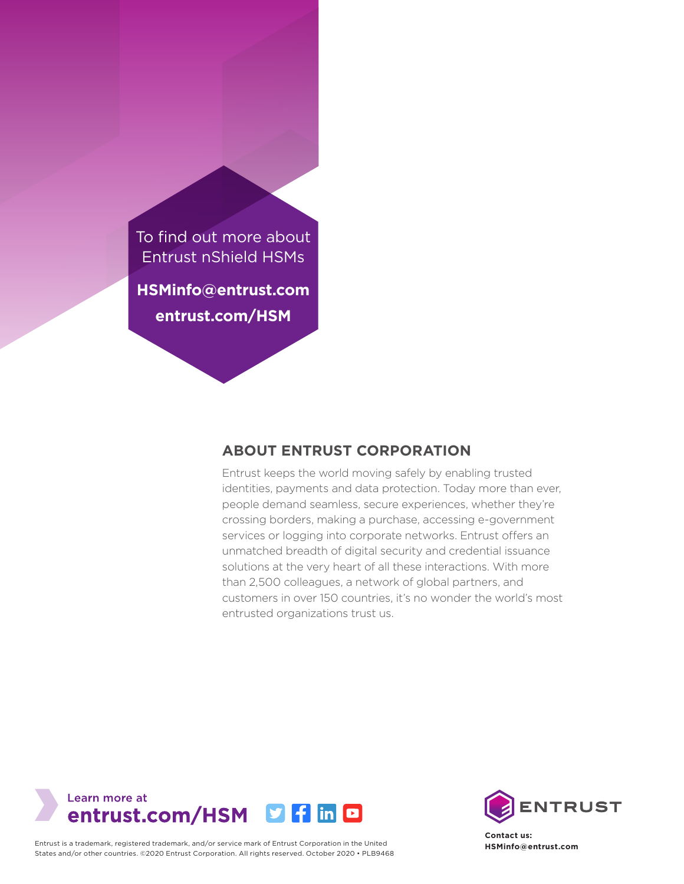To find out more about Entrust nShield HSMs

**HSMinfo@entrust.com**

**entrust.com/HSM**

## ABOUT ENTRUST CORPORATION

Entrust keeps the world moving safely by enabling trusted identities, payments and data protection. Today more than ever, people demand seamless, secure experiences, whether they're crossing borders, making a purchase, accessing e-government services or logging into corporate networks. Entrust offers an unmatched breadth of digital security and credential issuance solutions at the very heart of all these interactions. With more than 2,500 colleagues, a network of global partners, and customers in over 150 countries, it's no wonder the world's most entrusted organizations trust us.

Learn more at
**entrust.com/HSM**

ENTRUST

**Contact us:**
**HSMinfo@entrust.com**

Entrust is a trademark, registered trademark, and/or service mark of Entrust Corporation in the United States and/or other countries. ©2020 Entrust Corporation. All rights reserved. October 2020 • PLB9468